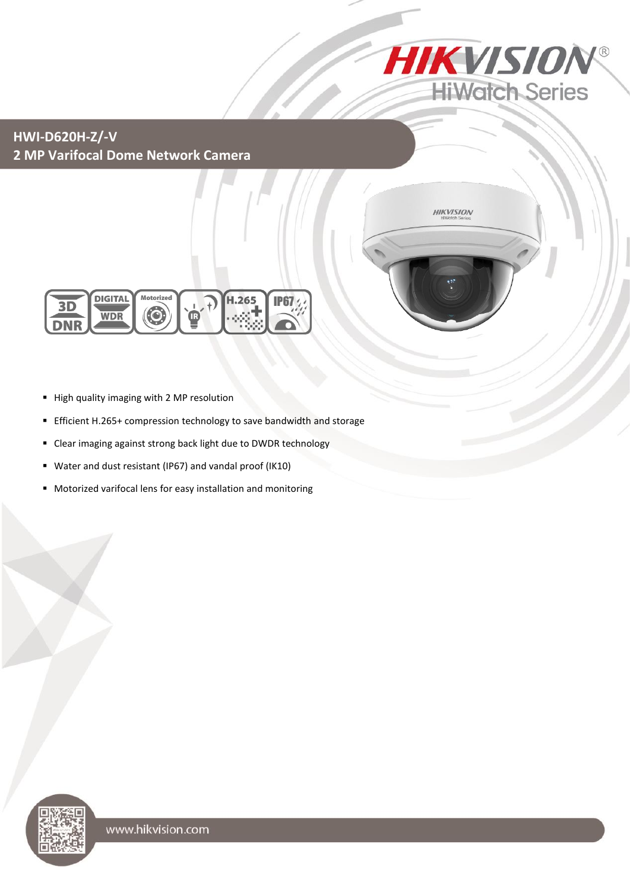# HWI-D620H-Z/-V

## 2 MP Varifocal Dome Network Camera

- High quality imaging with 2 MP resolution
- Efficient H.265+ compression technology to save bandwidth and storage
- Clear imaging against strong back light due to DWDR technology
- Water and dust resistant (IP67) and vandal proof (IK10)
- Motorized varifocal lens for easy installation and monitoring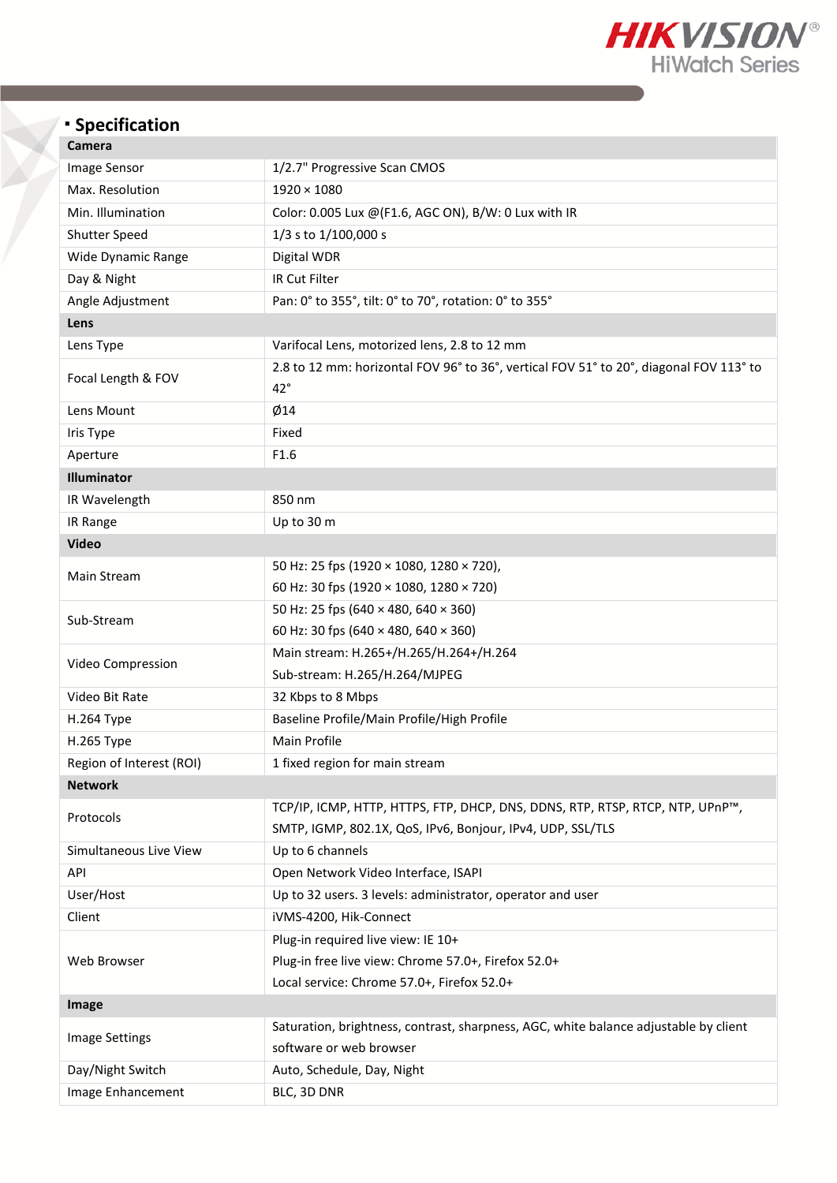## Specification

| Camera | |
|---|---|
| Image Sensor | 1/2.7" Progressive Scan CMOS |
| Max. Resolution | 1920 × 1080 |
| Min. Illumination | Color: 0.005 Lux @(F1.6, AGC ON), B/W: 0 Lux with IR |
| Shutter Speed | 1/3 s to 1/100,000 s |
| Wide Dynamic Range | Digital WDR |
| Day & Night | IR Cut Filter |
| Angle Adjustment | Pan: 0° to 355°, tilt: 0° to 70°, rotation: 0° to 355° |
| **Lens** | |
| Lens Type | Varifocal Lens, motorized lens, 2.8 to 12 mm |
| Focal Length & FOV | 2.8 to 12 mm: horizontal FOV 96° to 36°, vertical FOV 51° to 20°, diagonal FOV 113° to 42° |
| Lens Mount | Ø14 |
| Iris Type | Fixed |
| Aperture | F1.6 |
| **Illuminator** | |
| IR Wavelength | 850 nm |
| IR Range | Up to 30 m |
| **Video** | |
| Main Stream | 50 Hz: 25 fps (1920 × 1080, 1280 × 720),<br>60 Hz: 30 fps (1920 × 1080, 1280 × 720) |
| Sub-Stream | 50 Hz: 25 fps (640 × 480, 640 × 360)<br>60 Hz: 30 fps (640 × 480, 640 × 360) |
| Video Compression | Main stream: H.265+/H.265/H.264+/H.264<br>Sub-stream: H.265/H.264/MJPEG |
| Video Bit Rate | 32 Kbps to 8 Mbps |
| H.264 Type | Baseline Profile/Main Profile/High Profile |
| H.265 Type | Main Profile |
| Region of Interest (ROI) | 1 fixed region for main stream |
| **Network** | |
| Protocols | TCP/IP, ICMP, HTTP, HTTPS, FTP, DHCP, DNS, DDNS, RTP, RTSP, RTCP, NTP, UPnP™, SMTP, IGMP, 802.1X, QoS, IPv6, Bonjour, IPv4, UDP, SSL/TLS |
| Simultaneous Live View | Up to 6 channels |
| API | Open Network Video Interface, ISAPI |
| User/Host | Up to 32 users. 3 levels: administrator, operator and user |
| Client | iVMS-4200, Hik-Connect |
| Web Browser | Plug-in required live view: IE 10+<br>Plug-in free live view: Chrome 57.0+, Firefox 52.0+<br>Local service: Chrome 57.0+, Firefox 52.0+ |
| **Image** | |
| Image Settings | Saturation, brightness, contrast, sharpness, AGC, white balance adjustable by client software or web browser |
| Day/Night Switch | Auto, Schedule, Day, Night |
| Image Enhancement | BLC, 3D DNR |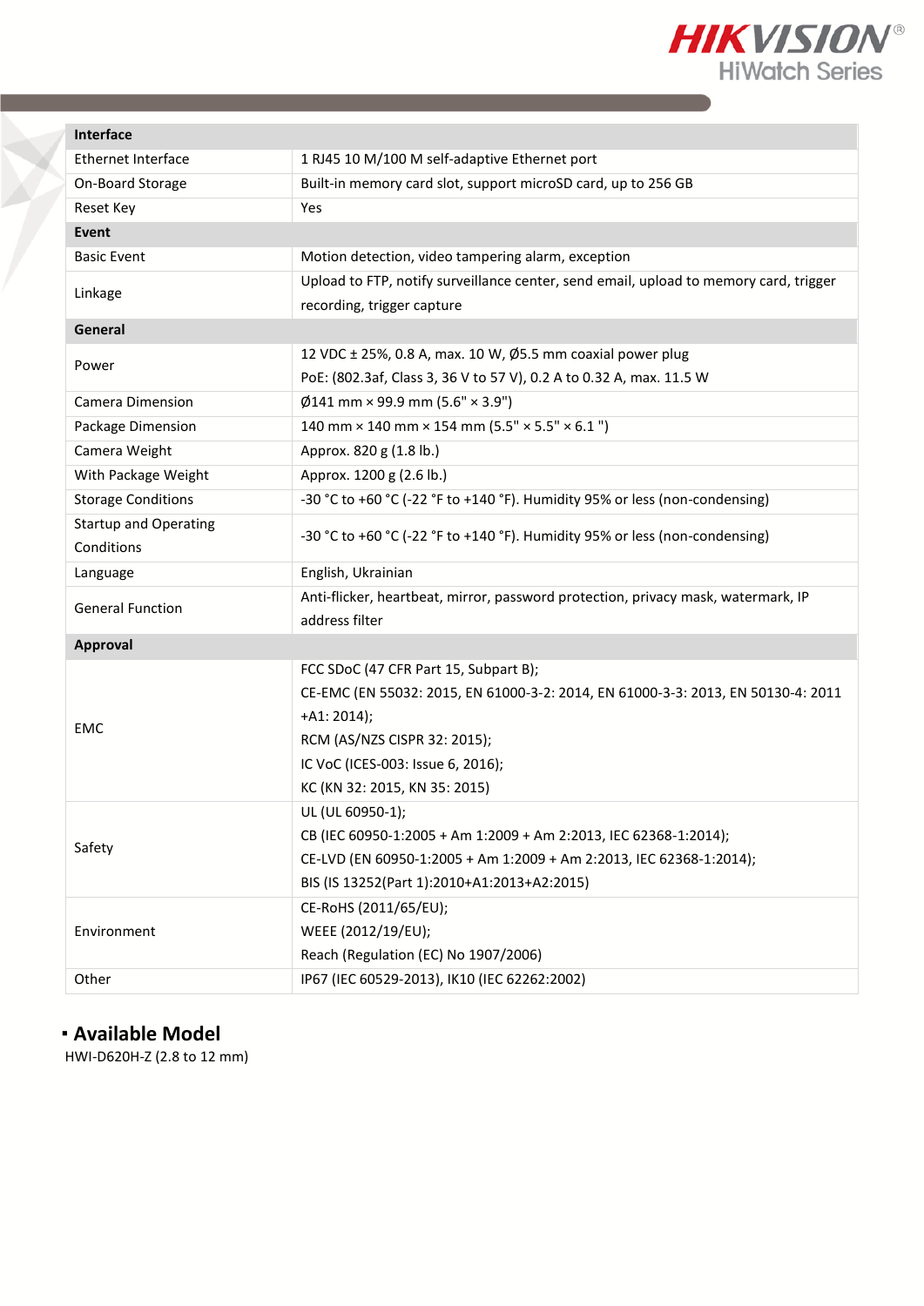| Interface | |
|---|---|
| Ethernet Interface | 1 RJ45 10 M/100 M self-adaptive Ethernet port |
| On-Board Storage | Built-in memory card slot, support microSD card, up to 256 GB |
| Reset Key | Yes |
| **Event** | |
| Basic Event | Motion detection, video tampering alarm, exception |
| Linkage | Upload to FTP, notify surveillance center, send email, upload to memory card, trigger recording, trigger capture |
| **General** | |
| Power | 12 VDC ± 25%, 0.8 A, max. 10 W, Ø5.5 mm coaxial power plug<br>PoE: (802.3af, Class 3, 36 V to 57 V), 0.2 A to 0.32 A, max. 11.5 W |
| Camera Dimension | Ø141 mm × 99.9 mm (5.6" × 3.9") |
| Package Dimension | 140 mm × 140 mm × 154 mm (5.5" × 5.5" × 6.1 ") |
| Camera Weight | Approx. 820 g (1.8 lb.) |
| With Package Weight | Approx. 1200 g (2.6 lb.) |
| Storage Conditions | -30 °C to +60 °C (-22 °F to +140 °F). Humidity 95% or less (non-condensing) |
| Startup and Operating Conditions | -30 °C to +60 °C (-22 °F to +140 °F). Humidity 95% or less (non-condensing) |
| Language | English, Ukrainian |
| General Function | Anti-flicker, heartbeat, mirror, password protection, privacy mask, watermark, IP address filter |
| **Approval** | |
| EMC | FCC SDoC (47 CFR Part 15, Subpart B);<br>CE-EMC (EN 55032: 2015, EN 61000-3-2: 2014, EN 61000-3-3: 2013, EN 50130-4: 2011 +A1: 2014);<br>RCM (AS/NZS CISPR 32: 2015);<br>IC VoC (ICES-003: Issue 6, 2016);<br>KC (KN 32: 2015, KN 35: 2015) |
| Safety | UL (UL 60950-1);<br>CB (IEC 60950-1:2005 + Am 1:2009 + Am 2:2013, IEC 62368-1:2014);<br>CE-LVD (EN 60950-1:2005 + Am 1:2009 + Am 2:2013, IEC 62368-1:2014);<br>BIS (IS 13252(Part 1):2010+A1:2013+A2:2015) |
| Environment | CE-RoHS (2011/65/EU);<br>WEEE (2012/19/EU);<br>Reach (Regulation (EC) No 1907/2006) |
| Other | IP67 (IEC 60529-2013), IK10 (IEC 62262:2002) |

## ▪ Available Model

HWI-D620H-Z (2.8 to 12 mm)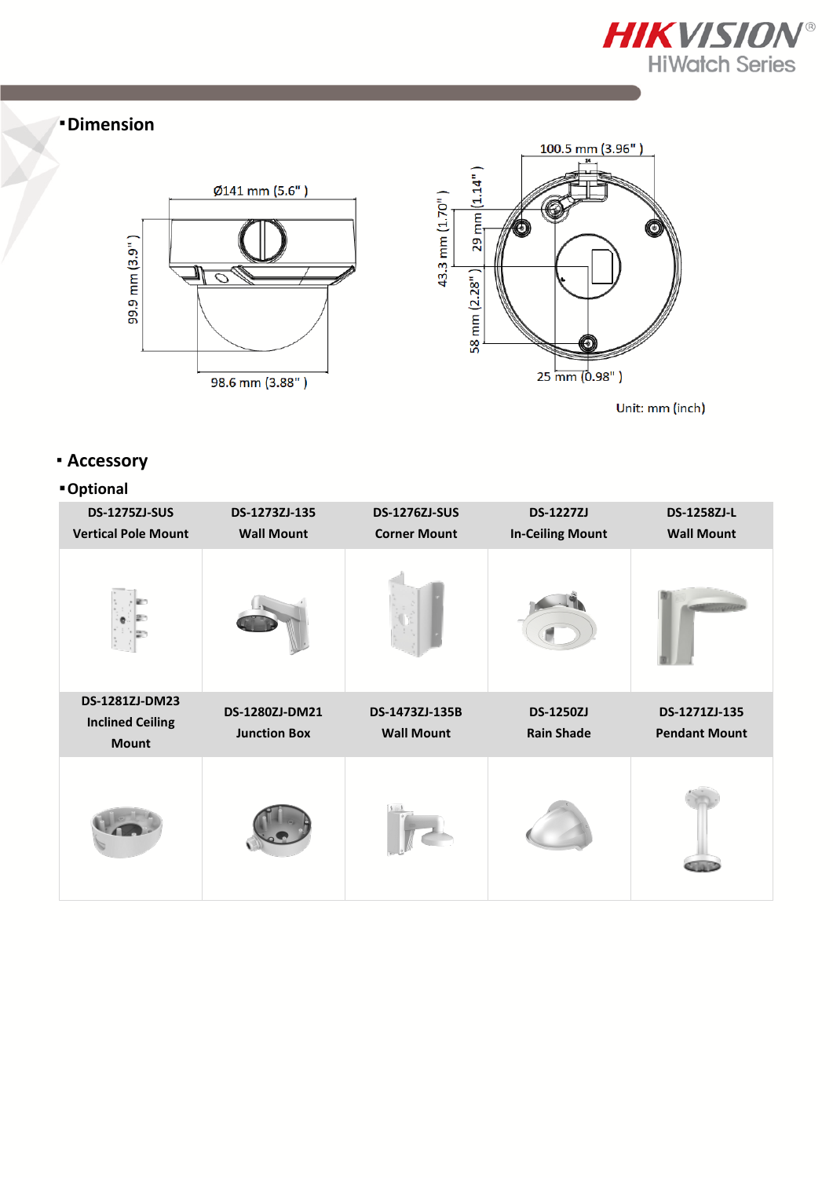## Dimension

Ø141 mm (5.6")

99.9 mm (3.9")

98.6 mm (3.88")

100.5 mm (3.96")

43.3 mm (1.70")

29 mm (1.14")

58 mm (2.28")

25 mm (0.98")

Unit: mm (inch)

## Accessory

### Optional

| DS-1275ZJ-SUS Vertical Pole Mount | DS-1273ZJ-135 Wall Mount | DS-1276ZJ-SUS Corner Mount | DS-1227ZJ In-Ceiling Mount | DS-1258ZJ-L Wall Mount |
|---|---|---|---|---|
| | | | | |
| **DS-1281ZJ-DM23 Inclined Ceiling Mount** | **DS-1280ZJ-DM21 Junction Box** | **DS-1473ZJ-135B Wall Mount** | **DS-1250ZJ Rain Shade** | **DS-1271ZJ-135 Pendant Mount** |
| | | | | |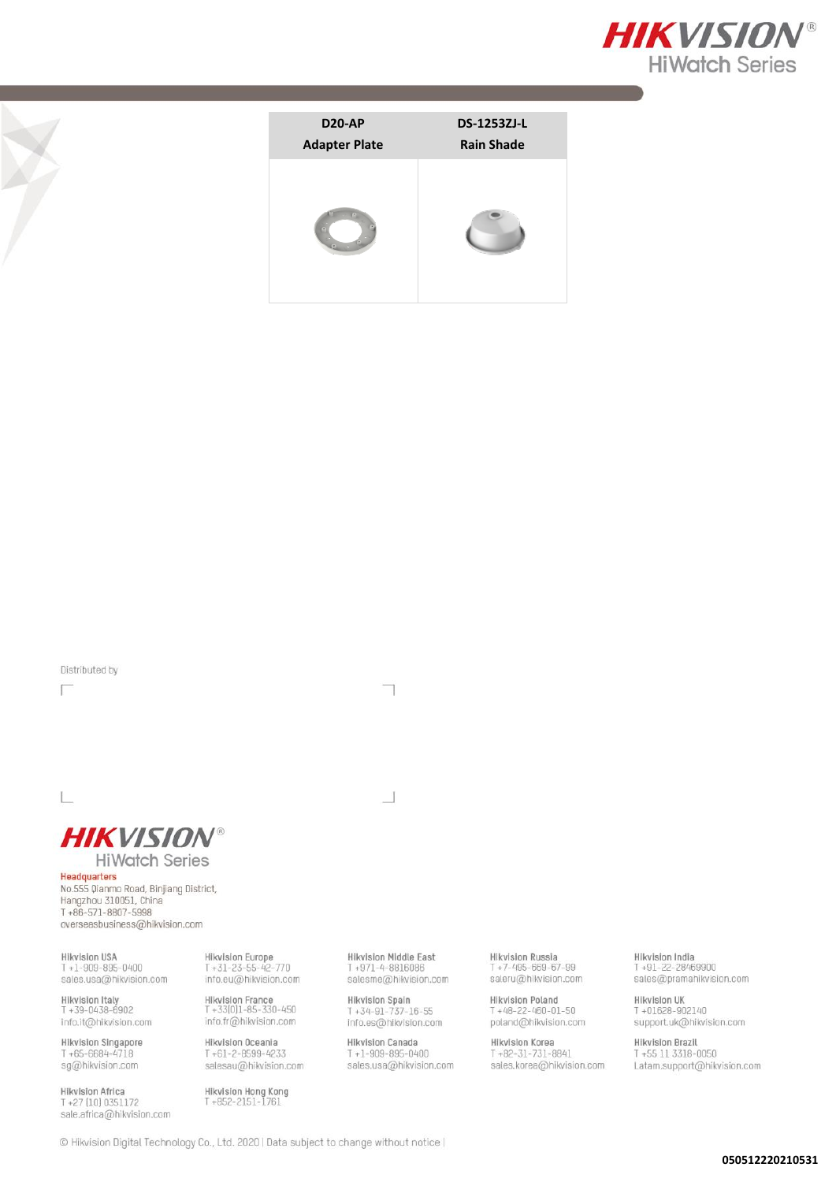| D20-AP<br>Adapter Plate | DS-1253ZJ-L<br>Rain Shade |
|---|---|
| | |

Distributed by

**HIKVISION**® HiWatch Series

Headquarters
No.555 Qianmo Road, Binjiang District,
Hangzhou 310051, China
T +86-571-8807-5998
overseasbusiness@hikvision.com

Hikvision USA
T +1-909-895-0400
sales.usa@hikvision.com

Hikvision Europe
T +31-23-55-42-770
info.eu@hikvision.com

Hikvision Middle East
T +971-4-8816086
salesme@hikvision.com

Hikvision Russia
T +7-495-669-67-99
saleru@hikvision.com

Hikvision India
T +91-22-28469900
sales@pramahikvision.com

Hikvision Italy
T +39-0438-6902
info.it@hikvision.com

Hikvision France
T +33(0)1-85-330-450
info.fr@hikvision.com

Hikvision Spain
T +34-91-737-16-55
info.es@hikvision.com

Hikvision Poland
T +48-22-460-01-50
poland@hikvision.com

Hikvision UK
T +01628-902140
support.uk@hikvision.com

Hikvision Singapore
T +65-6684-4718
sg@hikvision.com

Hikvision Oceania
T +61-2-8599-4233
salesau@hikvision.com

Hikvision Canada
T +1-909-895-0400
sales.usa@hikvision.com

Hikvision Korea
T +82-31-731-8841
sales.korea@hikvision.com

Hikvision Brazil
T +55 11 3318-0050
Latam.support@hikvision.com

Hikvision Africa
T +27 (10) 0351172
sale.africa@hikvision.com

Hikvision Hong Kong
T +852-2151-1761

© Hikvision Digital Technology Co., Ltd. 2020 | Data subject to change without notice |

050512220210531